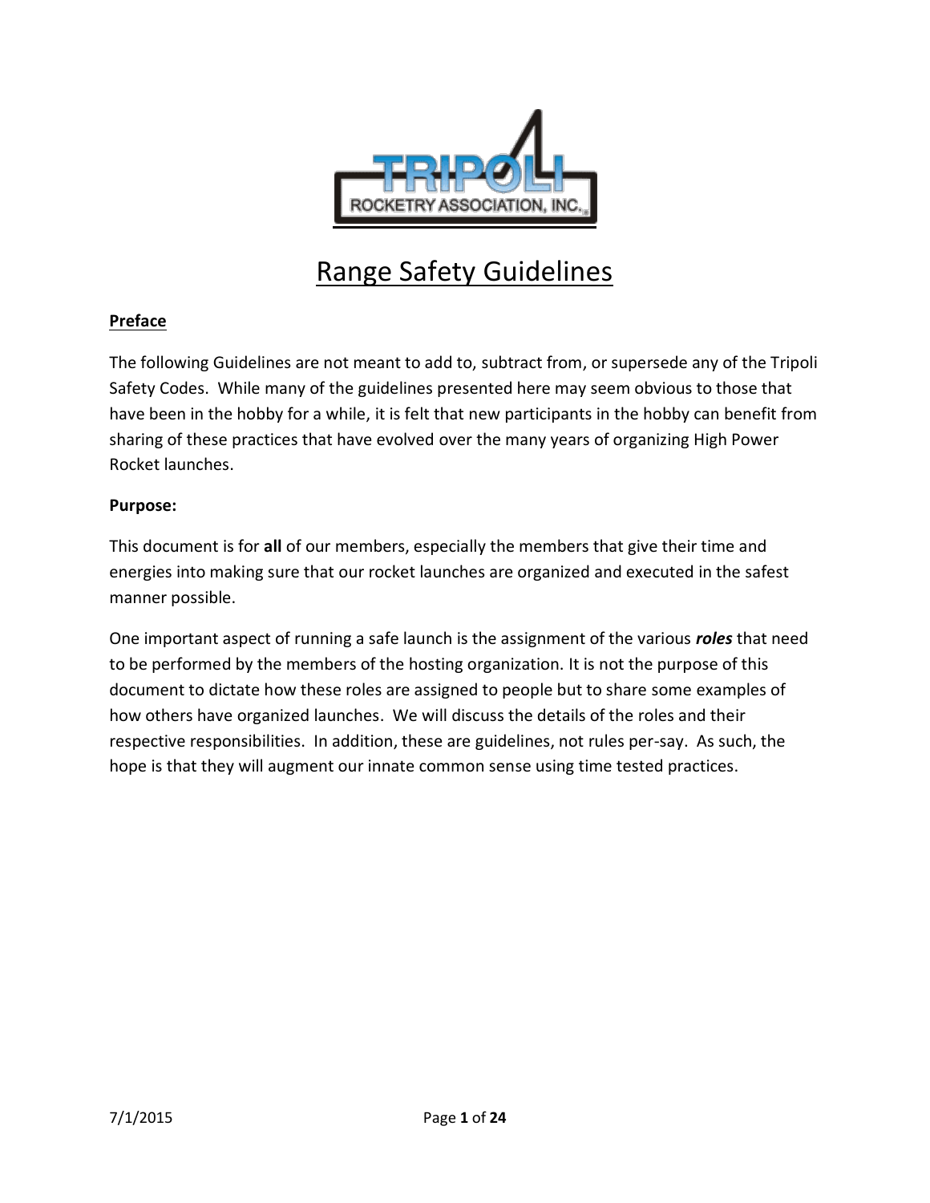# Range Safety Guidelines

**Preface**

The following Guidelines are not meant to add to, subtract from, or supersede any of the Tripoli Safety Codes. While many of the guidelines presented here may seem obvious to those that have been in the hobby for a while, it is felt that new participants in the hobby can benefit from sharing of these practices that have evolved over the many years of organizing High Power Rocket launches.

**Purpose:**

This document is for **all** of our members, especially the members that give their time and energies into making sure that our rocket launches are organized and executed in the safest manner possible.

One important aspect of running a safe launch is the assignment of the various ***roles*** that need to be performed by the members of the hosting organization. It is not the purpose of this document to dictate how these roles are assigned to people but to share some examples of how others have organized launches. We will discuss the details of the roles and their respective responsibilities. In addition, these are guidelines, not rules per-say. As such, the hope is that they will augment our innate common sense using time tested practices.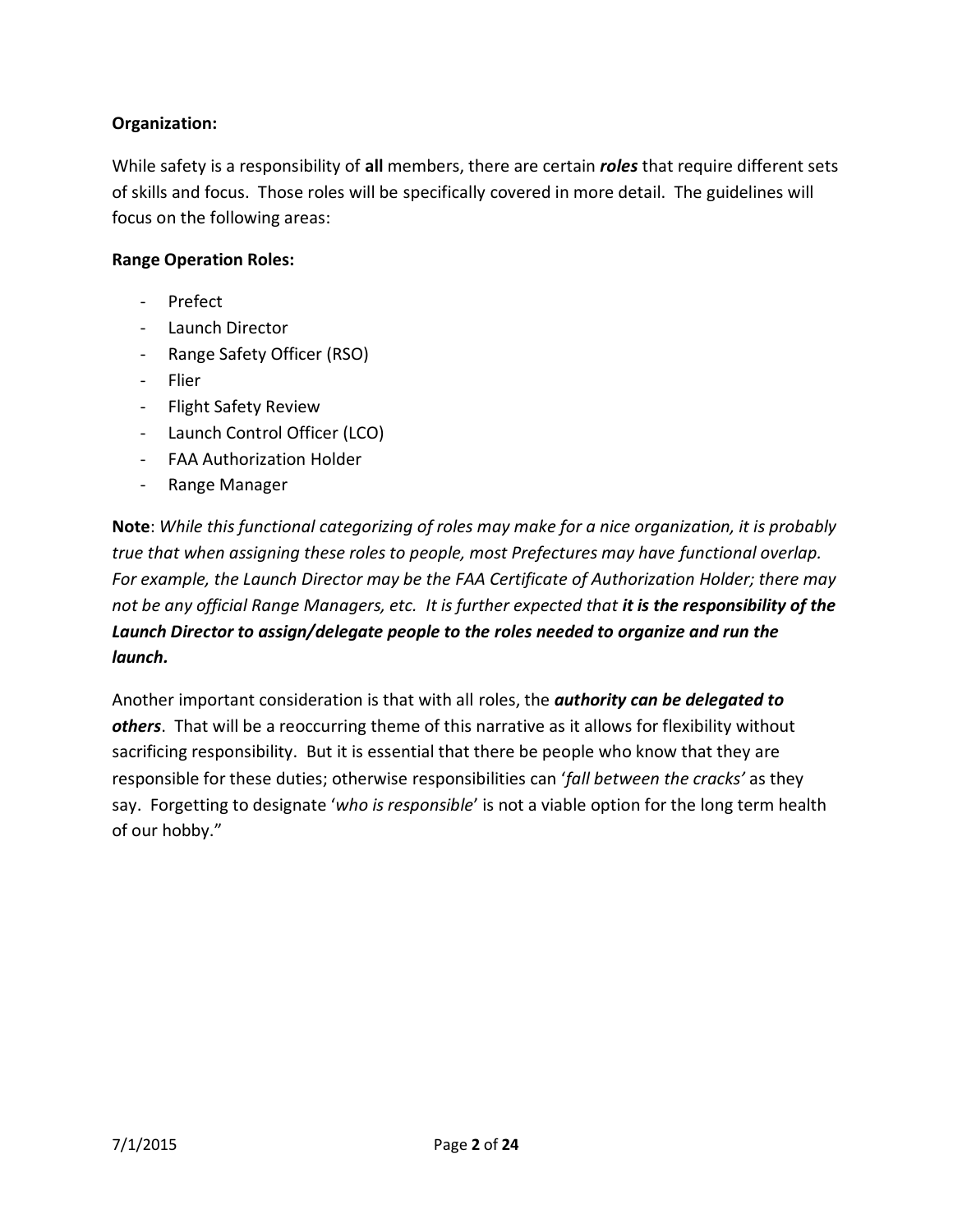**Organization:**

While safety is a responsibility of **all** members, there are certain ***roles*** that require different sets of skills and focus. Those roles will be specifically covered in more detail. The guidelines will focus on the following areas:

**Range Operation Roles:**

- Prefect
- Launch Director
- Range Safety Officer (RSO)
- Flier
- Flight Safety Review
- Launch Control Officer (LCO)
- FAA Authorization Holder
- Range Manager

**Note**: *While this functional categorizing of roles may make for a nice organization, it is probably true that when assigning these roles to people, most Prefectures may have functional overlap. For example, the Launch Director may be the FAA Certificate of Authorization Holder; there may not be any official Range Managers, etc. It is further expected that **it is the responsibility of the Launch Director to assign/delegate people to the roles needed to organize and run the launch.***

Another important consideration is that with all roles, the ***authority can be delegated to others***. That will be a reoccurring theme of this narrative as it allows for flexibility without sacrificing responsibility. But it is essential that there be people who know that they are responsible for these duties; otherwise responsibilities can '*fall between the cracks'* as they say. Forgetting to designate '*who is responsible*' is not a viable option for the long term health of our hobby."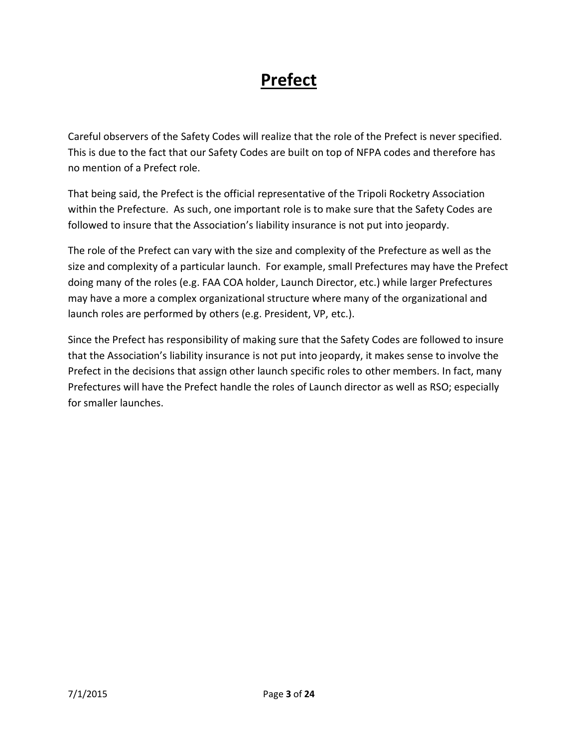# Prefect

Careful observers of the Safety Codes will realize that the role of the Prefect is never specified. This is due to the fact that our Safety Codes are built on top of NFPA codes and therefore has no mention of a Prefect role.

That being said, the Prefect is the official representative of the Tripoli Rocketry Association within the Prefecture. As such, one important role is to make sure that the Safety Codes are followed to insure that the Association's liability insurance is not put into jeopardy.

The role of the Prefect can vary with the size and complexity of the Prefecture as well as the size and complexity of a particular launch. For example, small Prefectures may have the Prefect doing many of the roles (e.g. FAA COA holder, Launch Director, etc.) while larger Prefectures may have a more a complex organizational structure where many of the organizational and launch roles are performed by others (e.g. President, VP, etc.).

Since the Prefect has responsibility of making sure that the Safety Codes are followed to insure that the Association's liability insurance is not put into jeopardy, it makes sense to involve the Prefect in the decisions that assign other launch specific roles to other members. In fact, many Prefectures will have the Prefect handle the roles of Launch director as well as RSO; especially for smaller launches.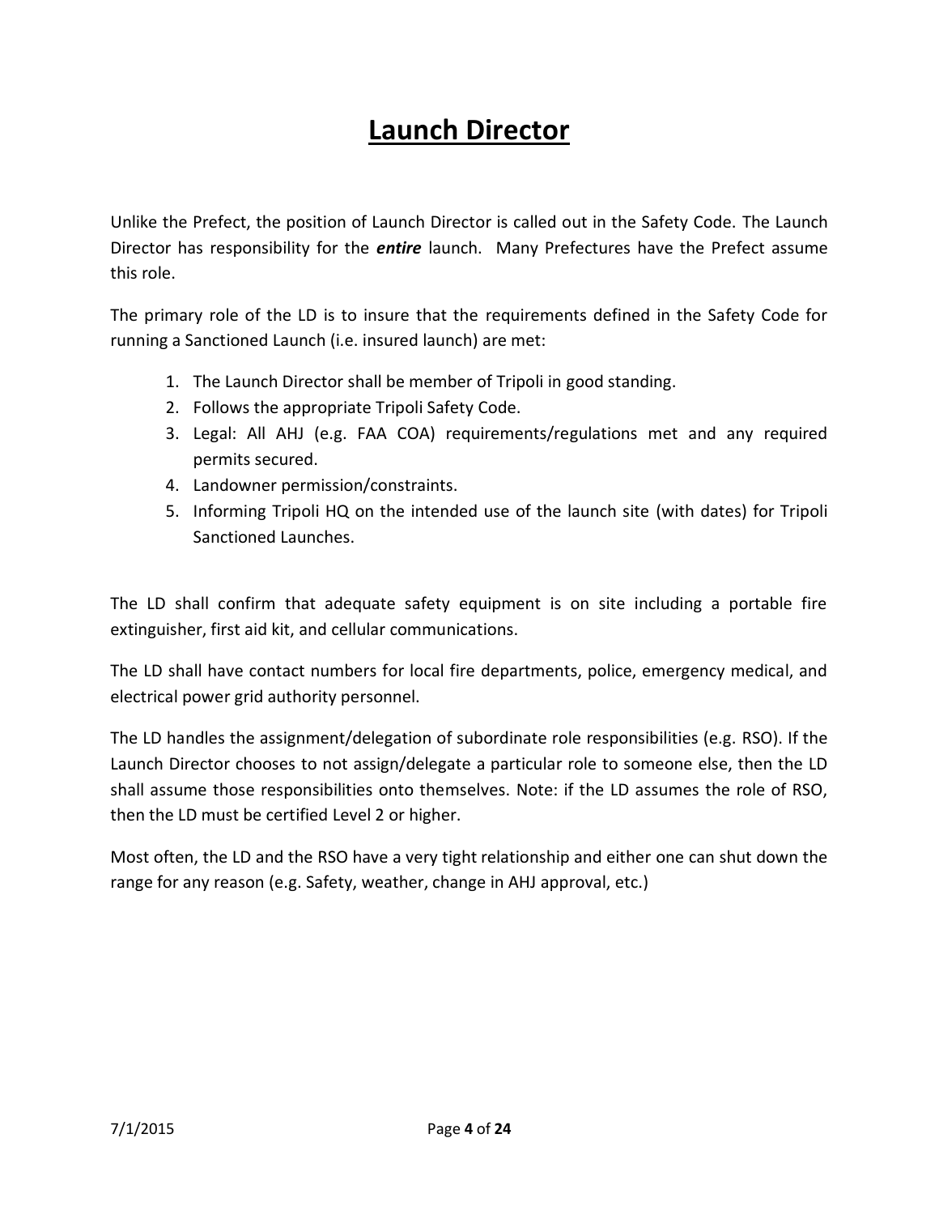# Launch Director

Unlike the Prefect, the position of Launch Director is called out in the Safety Code. The Launch Director has responsibility for the ***entire*** launch. Many Prefectures have the Prefect assume this role.

The primary role of the LD is to insure that the requirements defined in the Safety Code for running a Sanctioned Launch (i.e. insured launch) are met:

1. The Launch Director shall be member of Tripoli in good standing.
2. Follows the appropriate Tripoli Safety Code.
3. Legal: All AHJ (e.g. FAA COA) requirements/regulations met and any required permits secured.
4. Landowner permission/constraints.
5. Informing Tripoli HQ on the intended use of the launch site (with dates) for Tripoli Sanctioned Launches.

The LD shall confirm that adequate safety equipment is on site including a portable fire extinguisher, first aid kit, and cellular communications.

The LD shall have contact numbers for local fire departments, police, emergency medical, and electrical power grid authority personnel.

The LD handles the assignment/delegation of subordinate role responsibilities (e.g. RSO). If the Launch Director chooses to not assign/delegate a particular role to someone else, then the LD shall assume those responsibilities onto themselves. Note: if the LD assumes the role of RSO, then the LD must be certified Level 2 or higher.

Most often, the LD and the RSO have a very tight relationship and either one can shut down the range for any reason (e.g. Safety, weather, change in AHJ approval, etc.)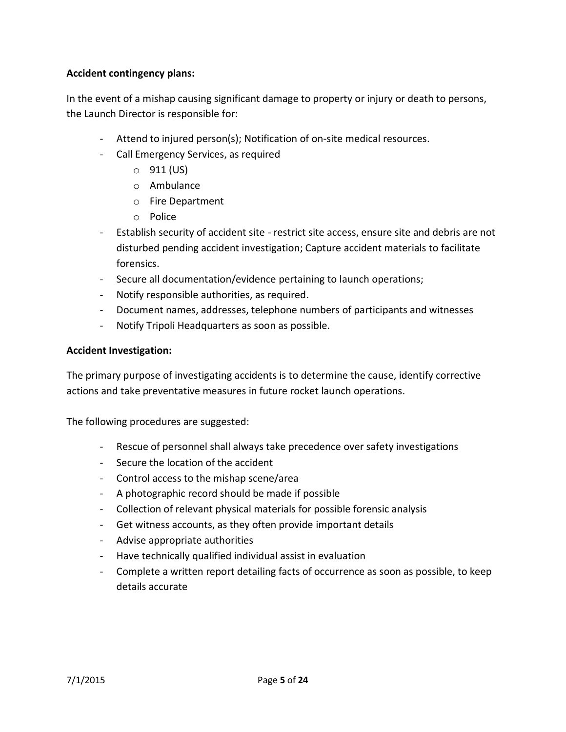**Accident contingency plans:**

In the event of a mishap causing significant damage to property or injury or death to persons, the Launch Director is responsible for:

- Attend to injured person(s); Notification of on-site medical resources.
- Call Emergency Services, as required
    - 911 (US)
    - Ambulance
    - Fire Department
    - Police
- Establish security of accident site - restrict site access, ensure site and debris are not disturbed pending accident investigation; Capture accident materials to facilitate forensics.
- Secure all documentation/evidence pertaining to launch operations;
- Notify responsible authorities, as required.
- Document names, addresses, telephone numbers of participants and witnesses
- Notify Tripoli Headquarters as soon as possible.

**Accident Investigation:**

The primary purpose of investigating accidents is to determine the cause, identify corrective actions and take preventative measures in future rocket launch operations.

The following procedures are suggested:

- Rescue of personnel shall always take precedence over safety investigations
- Secure the location of the accident
- Control access to the mishap scene/area
- A photographic record should be made if possible
- Collection of relevant physical materials for possible forensic analysis
- Get witness accounts, as they often provide important details
- Advise appropriate authorities
- Have technically qualified individual assist in evaluation
- Complete a written report detailing facts of occurrence as soon as possible, to keep details accurate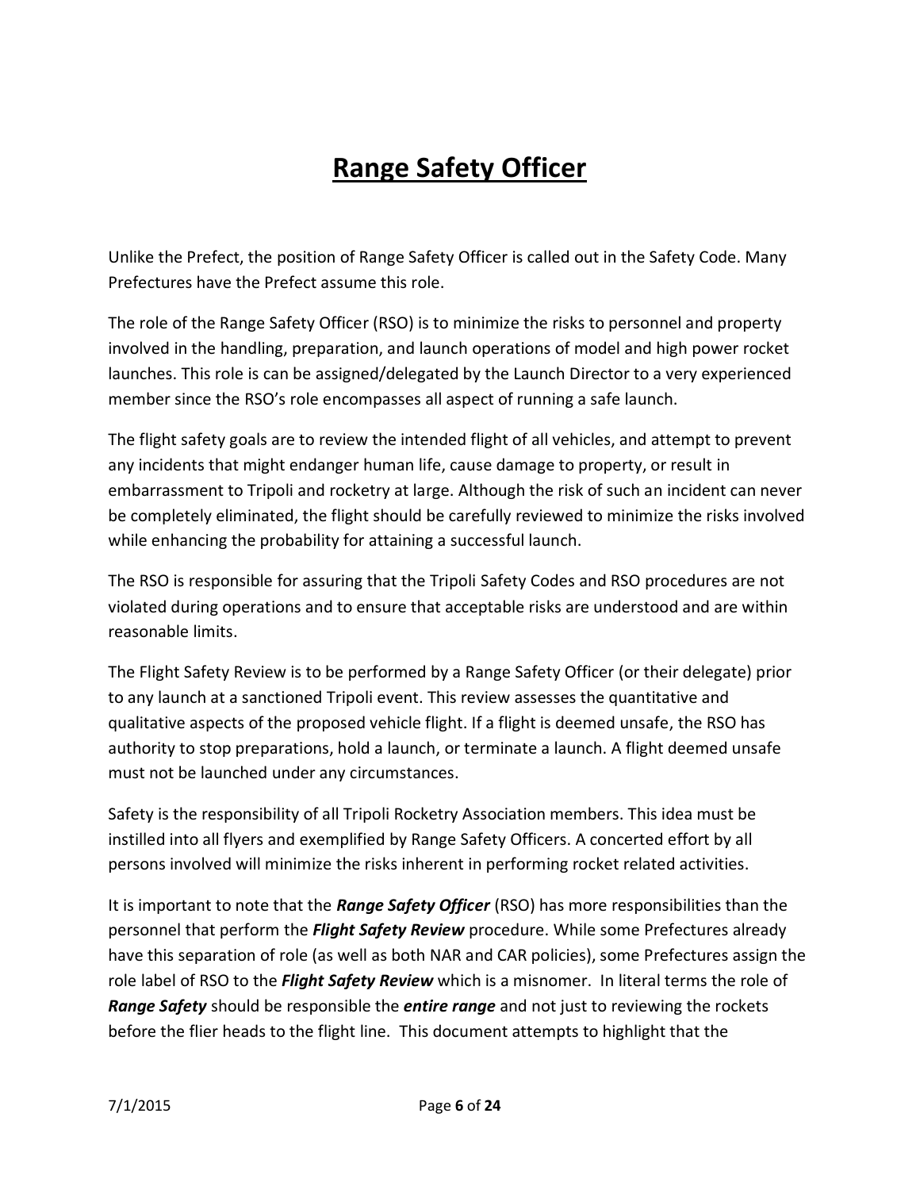# Range Safety Officer

Unlike the Prefect, the position of Range Safety Officer is called out in the Safety Code. Many Prefectures have the Prefect assume this role.

The role of the Range Safety Officer (RSO) is to minimize the risks to personnel and property involved in the handling, preparation, and launch operations of model and high power rocket launches. This role is can be assigned/delegated by the Launch Director to a very experienced member since the RSO's role encompasses all aspect of running a safe launch.

The flight safety goals are to review the intended flight of all vehicles, and attempt to prevent any incidents that might endanger human life, cause damage to property, or result in embarrassment to Tripoli and rocketry at large. Although the risk of such an incident can never be completely eliminated, the flight should be carefully reviewed to minimize the risks involved while enhancing the probability for attaining a successful launch.

The RSO is responsible for assuring that the Tripoli Safety Codes and RSO procedures are not violated during operations and to ensure that acceptable risks are understood and are within reasonable limits.

The Flight Safety Review is to be performed by a Range Safety Officer (or their delegate) prior to any launch at a sanctioned Tripoli event. This review assesses the quantitative and qualitative aspects of the proposed vehicle flight. If a flight is deemed unsafe, the RSO has authority to stop preparations, hold a launch, or terminate a launch. A flight deemed unsafe must not be launched under any circumstances.

Safety is the responsibility of all Tripoli Rocketry Association members. This idea must be instilled into all flyers and exemplified by Range Safety Officers. A concerted effort by all persons involved will minimize the risks inherent in performing rocket related activities.

It is important to note that the ***Range Safety Officer*** (RSO) has more responsibilities than the personnel that perform the ***Flight Safety Review*** procedure. While some Prefectures already have this separation of role (as well as both NAR and CAR policies), some Prefectures assign the role label of RSO to the ***Flight Safety Review*** which is a misnomer. In literal terms the role of ***Range Safety*** should be responsible the ***entire range*** and not just to reviewing the rockets before the flier heads to the flight line. This document attempts to highlight that the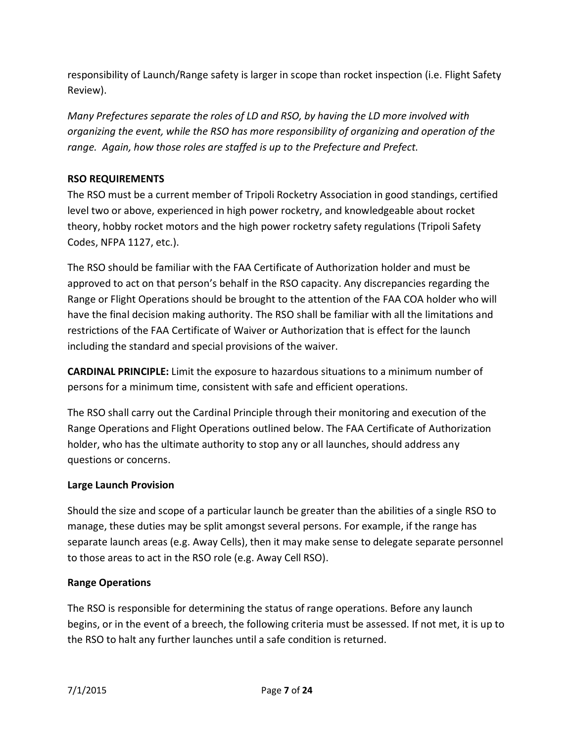responsibility of Launch/Range safety is larger in scope than rocket inspection (i.e. Flight Safety Review).

*Many Prefectures separate the roles of LD and RSO, by having the LD more involved with organizing the event, while the RSO has more responsibility of organizing and operation of the range. Again, how those roles are staffed is up to the Prefecture and Prefect.*

**RSO REQUIREMENTS**

The RSO must be a current member of Tripoli Rocketry Association in good standings, certified level two or above, experienced in high power rocketry, and knowledgeable about rocket theory, hobby rocket motors and the high power rocketry safety regulations (Tripoli Safety Codes, NFPA 1127, etc.).

The RSO should be familiar with the FAA Certificate of Authorization holder and must be approved to act on that person's behalf in the RSO capacity. Any discrepancies regarding the Range or Flight Operations should be brought to the attention of the FAA COA holder who will have the final decision making authority. The RSO shall be familiar with all the limitations and restrictions of the FAA Certificate of Waiver or Authorization that is effect for the launch including the standard and special provisions of the waiver.

**CARDINAL PRINCIPLE:** Limit the exposure to hazardous situations to a minimum number of persons for a minimum time, consistent with safe and efficient operations.

The RSO shall carry out the Cardinal Principle through their monitoring and execution of the Range Operations and Flight Operations outlined below. The FAA Certificate of Authorization holder, who has the ultimate authority to stop any or all launches, should address any questions or concerns.

**Large Launch Provision**

Should the size and scope of a particular launch be greater than the abilities of a single RSO to manage, these duties may be split amongst several persons. For example, if the range has separate launch areas (e.g. Away Cells), then it may make sense to delegate separate personnel to those areas to act in the RSO role (e.g. Away Cell RSO).

**Range Operations**

The RSO is responsible for determining the status of range operations. Before any launch begins, or in the event of a breech, the following criteria must be assessed. If not met, it is up to the RSO to halt any further launches until a safe condition is returned.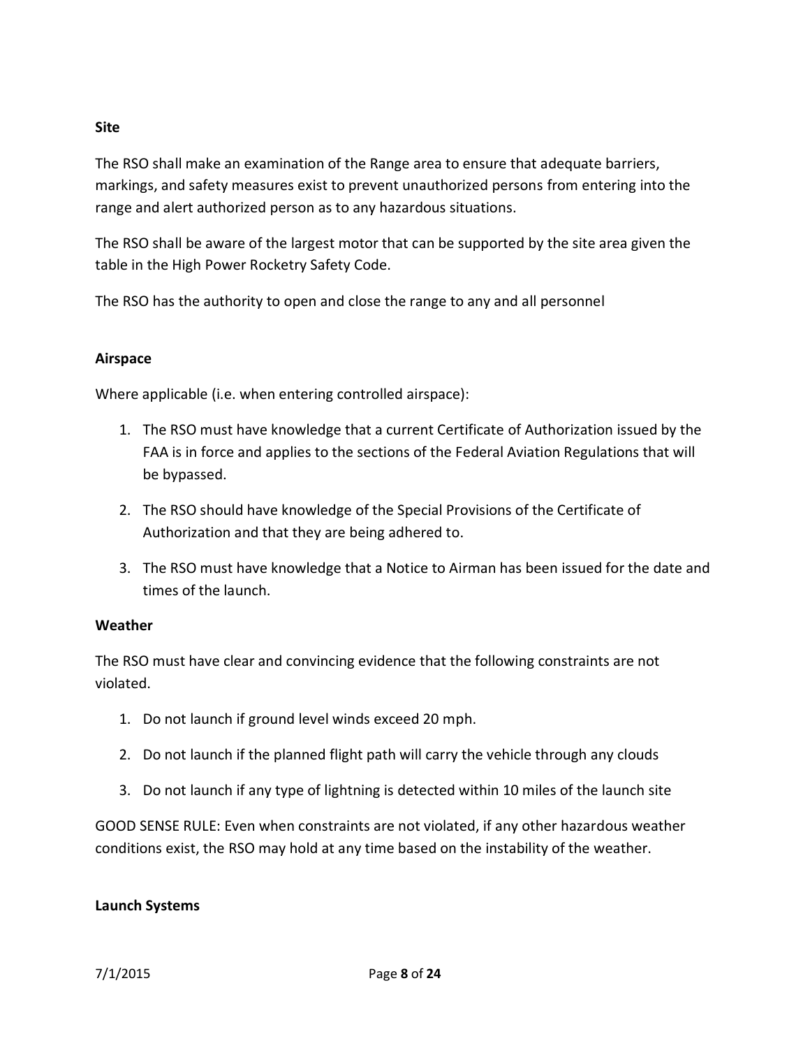**Site**

The RSO shall make an examination of the Range area to ensure that adequate barriers, markings, and safety measures exist to prevent unauthorized persons from entering into the range and alert authorized person as to any hazardous situations.

The RSO shall be aware of the largest motor that can be supported by the site area given the table in the High Power Rocketry Safety Code.

The RSO has the authority to open and close the range to any and all personnel

**Airspace**

Where applicable (i.e. when entering controlled airspace):

1. The RSO must have knowledge that a current Certificate of Authorization issued by the FAA is in force and applies to the sections of the Federal Aviation Regulations that will be bypassed.

2. The RSO should have knowledge of the Special Provisions of the Certificate of Authorization and that they are being adhered to.

3. The RSO must have knowledge that a Notice to Airman has been issued for the date and times of the launch.

**Weather**

The RSO must have clear and convincing evidence that the following constraints are not violated.

1. Do not launch if ground level winds exceed 20 mph.

2. Do not launch if the planned flight path will carry the vehicle through any clouds

3. Do not launch if any type of lightning is detected within 10 miles of the launch site

GOOD SENSE RULE: Even when constraints are not violated, if any other hazardous weather conditions exist, the RSO may hold at any time based on the instability of the weather.

**Launch Systems**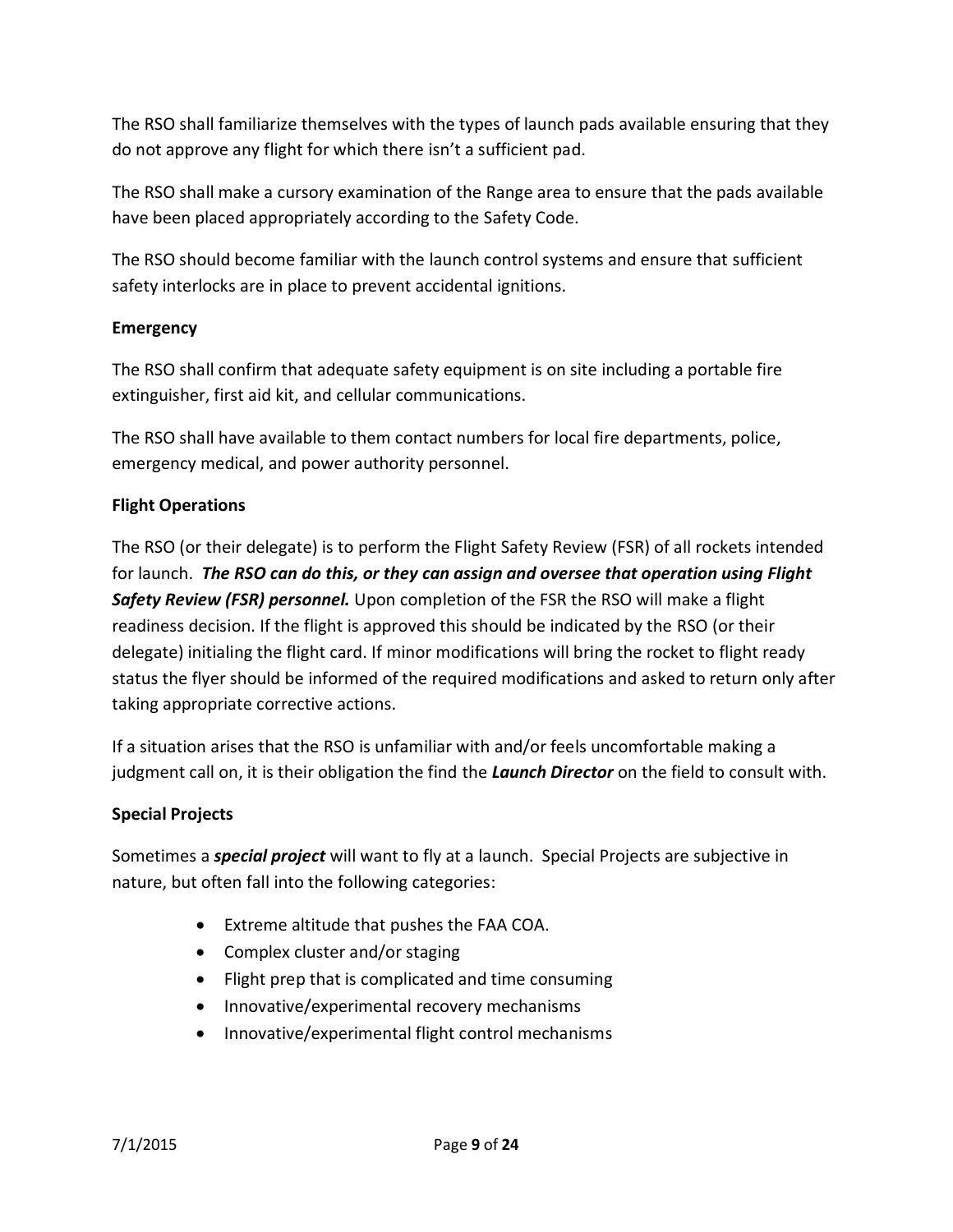The RSO shall familiarize themselves with the types of launch pads available ensuring that they do not approve any flight for which there isn't a sufficient pad.

The RSO shall make a cursory examination of the Range area to ensure that the pads available have been placed appropriately according to the Safety Code.

The RSO should become familiar with the launch control systems and ensure that sufficient safety interlocks are in place to prevent accidental ignitions.

**Emergency**

The RSO shall confirm that adequate safety equipment is on site including a portable fire extinguisher, first aid kit, and cellular communications.

The RSO shall have available to them contact numbers for local fire departments, police, emergency medical, and power authority personnel.

**Flight Operations**

The RSO (or their delegate) is to perform the Flight Safety Review (FSR) of all rockets intended for launch. ***The RSO can do this, or they can assign and oversee that operation using Flight Safety Review (FSR) personnel.*** Upon completion of the FSR the RSO will make a flight readiness decision. If the flight is approved this should be indicated by the RSO (or their delegate) initialing the flight card. If minor modifications will bring the rocket to flight ready status the flyer should be informed of the required modifications and asked to return only after taking appropriate corrective actions.

If a situation arises that the RSO is unfamiliar with and/or feels uncomfortable making a judgment call on, it is their obligation the find the ***Launch Director*** on the field to consult with.

**Special Projects**

Sometimes a ***special project*** will want to fly at a launch. Special Projects are subjective in nature, but often fall into the following categories:

- Extreme altitude that pushes the FAA COA.
- Complex cluster and/or staging
- Flight prep that is complicated and time consuming
- Innovative/experimental recovery mechanisms
- Innovative/experimental flight control mechanisms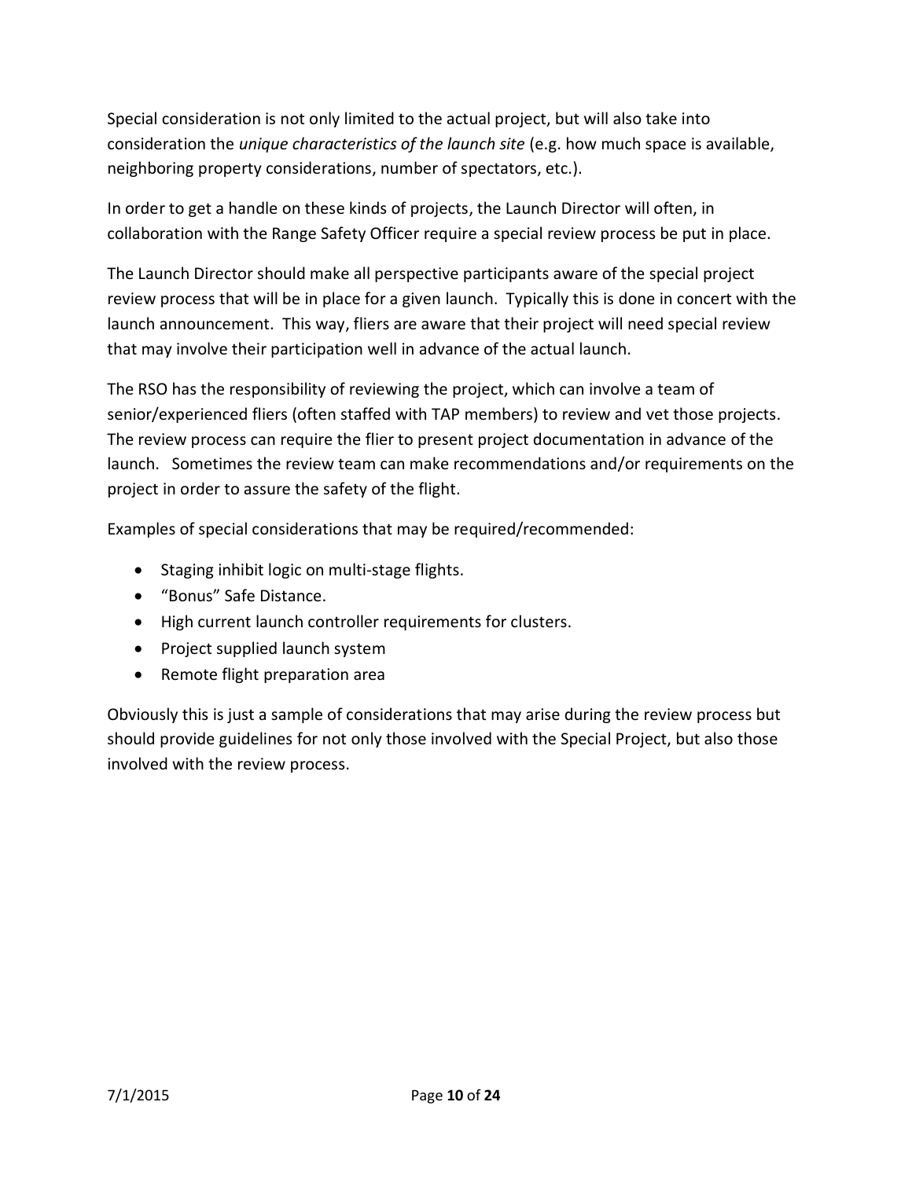Special consideration is not only limited to the actual project, but will also take into consideration the *unique characteristics of the launch site* (e.g. how much space is available, neighboring property considerations, number of spectators, etc.).

In order to get a handle on these kinds of projects, the Launch Director will often, in collaboration with the Range Safety Officer require a special review process be put in place.

The Launch Director should make all perspective participants aware of the special project review process that will be in place for a given launch. Typically this is done in concert with the launch announcement. This way, fliers are aware that their project will need special review that may involve their participation well in advance of the actual launch.

The RSO has the responsibility of reviewing the project, which can involve a team of senior/experienced fliers (often staffed with TAP members) to review and vet those projects. The review process can require the flier to present project documentation in advance of the launch. Sometimes the review team can make recommendations and/or requirements on the project in order to assure the safety of the flight.

Examples of special considerations that may be required/recommended:

- Staging inhibit logic on multi-stage flights.
- "Bonus" Safe Distance.
- High current launch controller requirements for clusters.
- Project supplied launch system
- Remote flight preparation area

Obviously this is just a sample of considerations that may arise during the review process but should provide guidelines for not only those involved with the Special Project, but also those involved with the review process.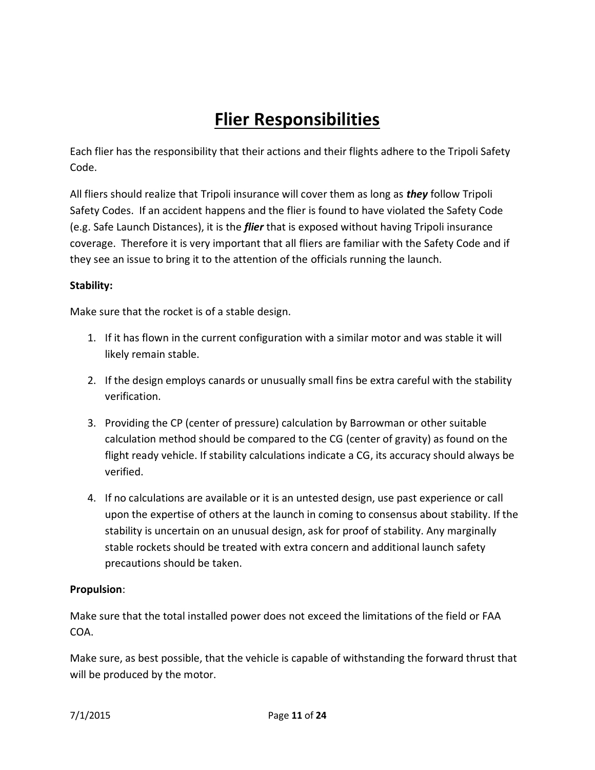# Flier Responsibilities

Each flier has the responsibility that their actions and their flights adhere to the Tripoli Safety Code.

All fliers should realize that Tripoli insurance will cover them as long as ***they*** follow Tripoli Safety Codes. If an accident happens and the flier is found to have violated the Safety Code (e.g. Safe Launch Distances), it is the ***flier*** that is exposed without having Tripoli insurance coverage. Therefore it is very important that all fliers are familiar with the Safety Code and if they see an issue to bring it to the attention of the officials running the launch.

**Stability:**

Make sure that the rocket is of a stable design.

1. If it has flown in the current configuration with a similar motor and was stable it will likely remain stable.

2. If the design employs canards or unusually small fins be extra careful with the stability verification.

3. Providing the CP (center of pressure) calculation by Barrowman or other suitable calculation method should be compared to the CG (center of gravity) as found on the flight ready vehicle. If stability calculations indicate a CG, its accuracy should always be verified.

4. If no calculations are available or it is an untested design, use past experience or call upon the expertise of others at the launch in coming to consensus about stability. If the stability is uncertain on an unusual design, ask for proof of stability. Any marginally stable rockets should be treated with extra concern and additional launch safety precautions should be taken.

**Propulsion**:

Make sure that the total installed power does not exceed the limitations of the field or FAA COA.

Make sure, as best possible, that the vehicle is capable of withstanding the forward thrust that will be produced by the motor.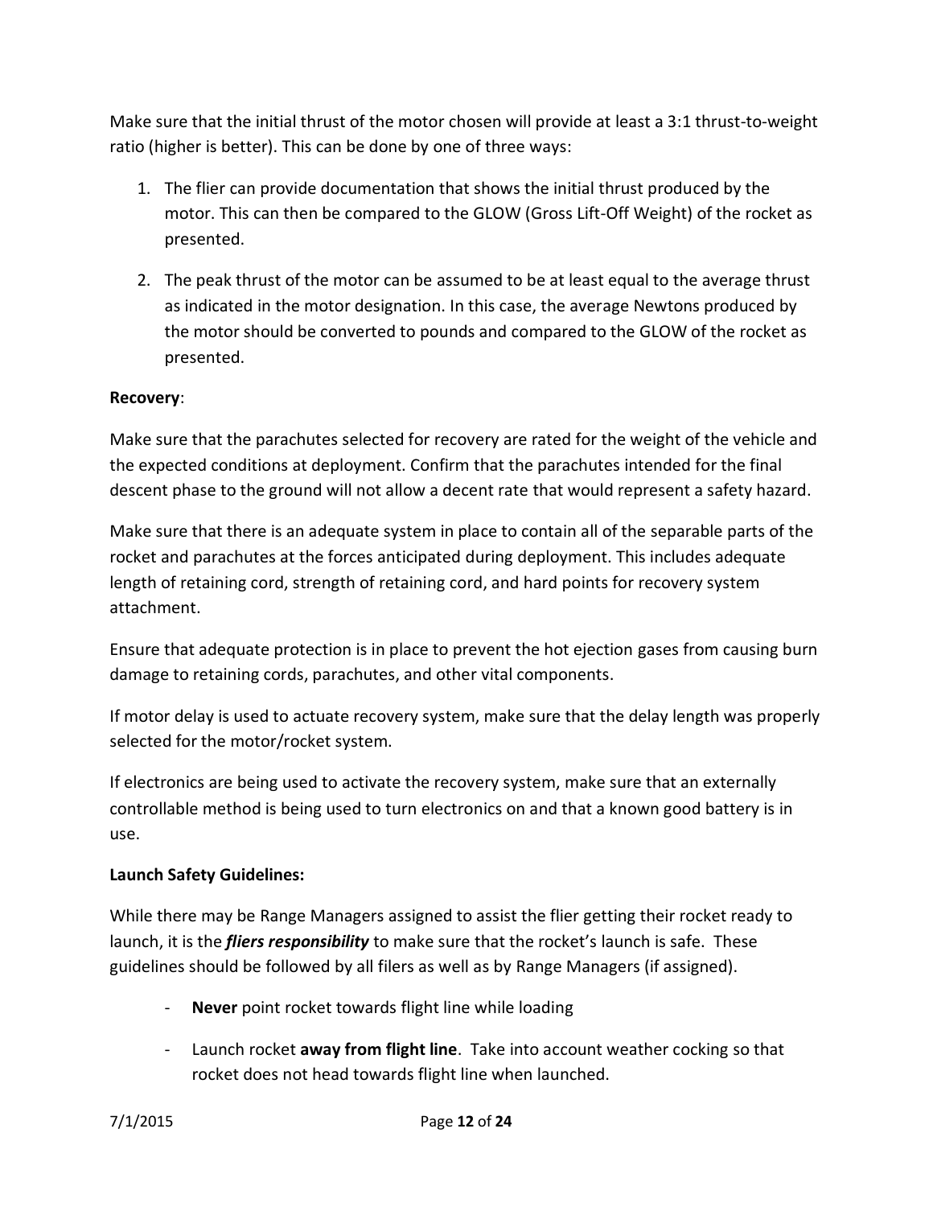Make sure that the initial thrust of the motor chosen will provide at least a 3:1 thrust-to-weight ratio (higher is better). This can be done by one of three ways:

1. The flier can provide documentation that shows the initial thrust produced by the motor. This can then be compared to the GLOW (Gross Lift-Off Weight) of the rocket as presented.

2. The peak thrust of the motor can be assumed to be at least equal to the average thrust as indicated in the motor designation. In this case, the average Newtons produced by the motor should be converted to pounds and compared to the GLOW of the rocket as presented.

**Recovery**:

Make sure that the parachutes selected for recovery are rated for the weight of the vehicle and the expected conditions at deployment. Confirm that the parachutes intended for the final descent phase to the ground will not allow a decent rate that would represent a safety hazard.

Make sure that there is an adequate system in place to contain all of the separable parts of the rocket and parachutes at the forces anticipated during deployment. This includes adequate length of retaining cord, strength of retaining cord, and hard points for recovery system attachment.

Ensure that adequate protection is in place to prevent the hot ejection gases from causing burn damage to retaining cords, parachutes, and other vital components.

If motor delay is used to actuate recovery system, make sure that the delay length was properly selected for the motor/rocket system.

If electronics are being used to activate the recovery system, make sure that an externally controllable method is being used to turn electronics on and that a known good battery is in use.

**Launch Safety Guidelines:**

While there may be Range Managers assigned to assist the flier getting their rocket ready to launch, it is the ***fliers responsibility*** to make sure that the rocket's launch is safe. These guidelines should be followed by all filers as well as by Range Managers (if assigned).

- **Never** point rocket towards flight line while loading
- Launch rocket **away from flight line**. Take into account weather cocking so that rocket does not head towards flight line when launched.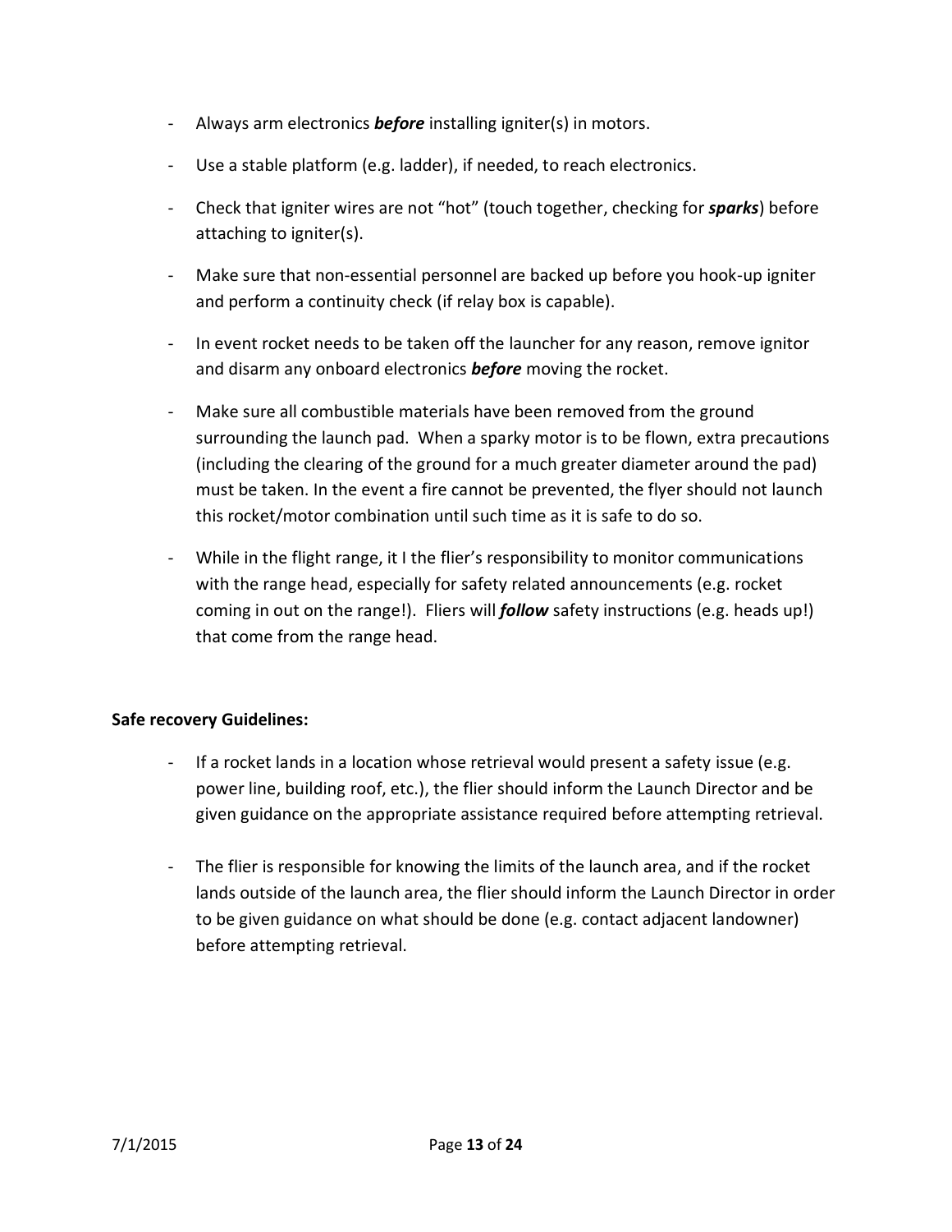- Always arm electronics ***before*** installing igniter(s) in motors.

- Use a stable platform (e.g. ladder), if needed, to reach electronics.

- Check that igniter wires are not "hot" (touch together, checking for ***sparks***) before attaching to igniter(s).

- Make sure that non-essential personnel are backed up before you hook-up igniter and perform a continuity check (if relay box is capable).

- In event rocket needs to be taken off the launcher for any reason, remove ignitor and disarm any onboard electronics ***before*** moving the rocket.

- Make sure all combustible materials have been removed from the ground surrounding the launch pad. When a sparky motor is to be flown, extra precautions (including the clearing of the ground for a much greater diameter around the pad) must be taken. In the event a fire cannot be prevented, the flyer should not launch this rocket/motor combination until such time as it is safe to do so.

- While in the flight range, it I the flier's responsibility to monitor communications with the range head, especially for safety related announcements (e.g. rocket coming in out on the range!). Fliers will ***follow*** safety instructions (e.g. heads up!) that come from the range head.

**Safe recovery Guidelines:**

- If a rocket lands in a location whose retrieval would present a safety issue (e.g. power line, building roof, etc.), the flier should inform the Launch Director and be given guidance on the appropriate assistance required before attempting retrieval.

- The flier is responsible for knowing the limits of the launch area, and if the rocket lands outside of the launch area, the flier should inform the Launch Director in order to be given guidance on what should be done (e.g. contact adjacent landowner) before attempting retrieval.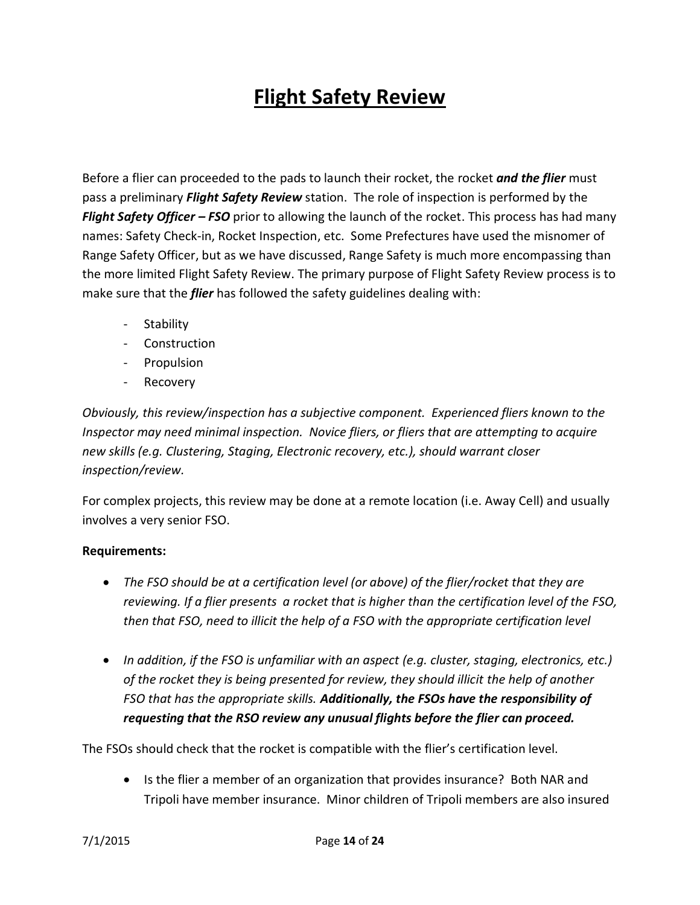# Flight Safety Review

Before a flier can proceeded to the pads to launch their rocket, the rocket ***and the flier*** must pass a preliminary ***Flight Safety Review*** station. The role of inspection is performed by the ***Flight Safety Officer – FSO*** prior to allowing the launch of the rocket. This process has had many names: Safety Check-in, Rocket Inspection, etc. Some Prefectures have used the misnomer of Range Safety Officer, but as we have discussed, Range Safety is much more encompassing than the more limited Flight Safety Review. The primary purpose of Flight Safety Review process is to make sure that the ***flier*** has followed the safety guidelines dealing with:

- Stability
- Construction
- Propulsion
- Recovery

*Obviously, this review/inspection has a subjective component. Experienced fliers known to the Inspector may need minimal inspection. Novice fliers, or fliers that are attempting to acquire new skills (e.g. Clustering, Staging, Electronic recovery, etc.), should warrant closer inspection/review.*

For complex projects, this review may be done at a remote location (i.e. Away Cell) and usually involves a very senior FSO.

**Requirements:**

- *The FSO should be at a certification level (or above) of the flier/rocket that they are reviewing. If a flier presents a rocket that is higher than the certification level of the FSO, then that FSO, need to illicit the help of a FSO with the appropriate certification level*

- *In addition, if the FSO is unfamiliar with an aspect (e.g. cluster, staging, electronics, etc.) of the rocket they is being presented for review, they should illicit the help of another FSO that has the appropriate skills.* ***Additionally, the FSOs have the responsibility of requesting that the RSO review any unusual flights before the flier can proceed.***

The FSOs should check that the rocket is compatible with the flier's certification level.

- Is the flier a member of an organization that provides insurance? Both NAR and Tripoli have member insurance. Minor children of Tripoli members are also insured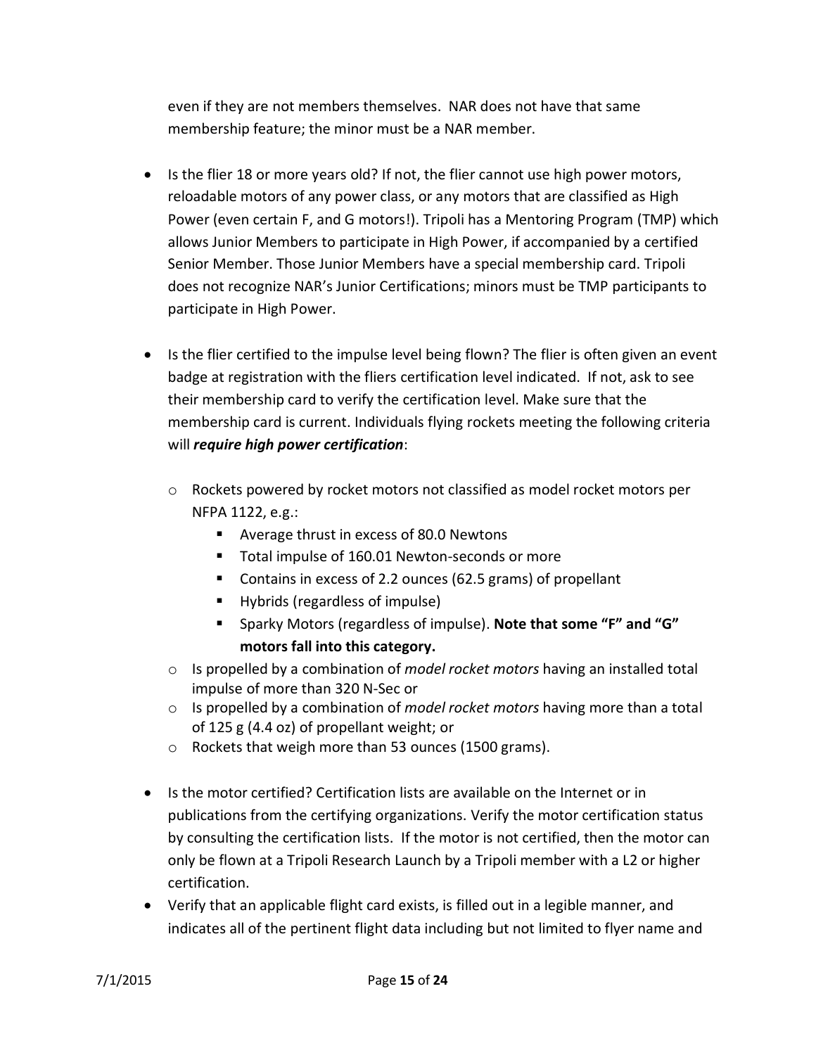even if they are not members themselves. NAR does not have that same membership feature; the minor must be a NAR member.

- Is the flier 18 or more years old? If not, the flier cannot use high power motors, reloadable motors of any power class, or any motors that are classified as High Power (even certain F, and G motors!). Tripoli has a Mentoring Program (TMP) which allows Junior Members to participate in High Power, if accompanied by a certified Senior Member. Those Junior Members have a special membership card. Tripoli does not recognize NAR's Junior Certifications; minors must be TMP participants to participate in High Power.

- Is the flier certified to the impulse level being flown? The flier is often given an event badge at registration with the fliers certification level indicated. If not, ask to see their membership card to verify the certification level. Make sure that the membership card is current. Individuals flying rockets meeting the following criteria will ***require high power certification***:

  - Rockets powered by rocket motors not classified as model rocket motors per NFPA 1122, e.g.:
    - Average thrust in excess of 80.0 Newtons
    - Total impulse of 160.01 Newton-seconds or more
    - Contains in excess of 2.2 ounces (62.5 grams) of propellant
    - Hybrids (regardless of impulse)
    - Sparky Motors (regardless of impulse). **Note that some "F" and "G" motors fall into this category.**
  - Is propelled by a combination of *model rocket motors* having an installed total impulse of more than 320 N-Sec or
  - Is propelled by a combination of *model rocket motors* having more than a total of 125 g (4.4 oz) of propellant weight; or
  - Rockets that weigh more than 53 ounces (1500 grams).

- Is the motor certified? Certification lists are available on the Internet or in publications from the certifying organizations. Verify the motor certification status by consulting the certification lists. If the motor is not certified, then the motor can only be flown at a Tripoli Research Launch by a Tripoli member with a L2 or higher certification.
- Verify that an applicable flight card exists, is filled out in a legible manner, and indicates all of the pertinent flight data including but not limited to flyer name and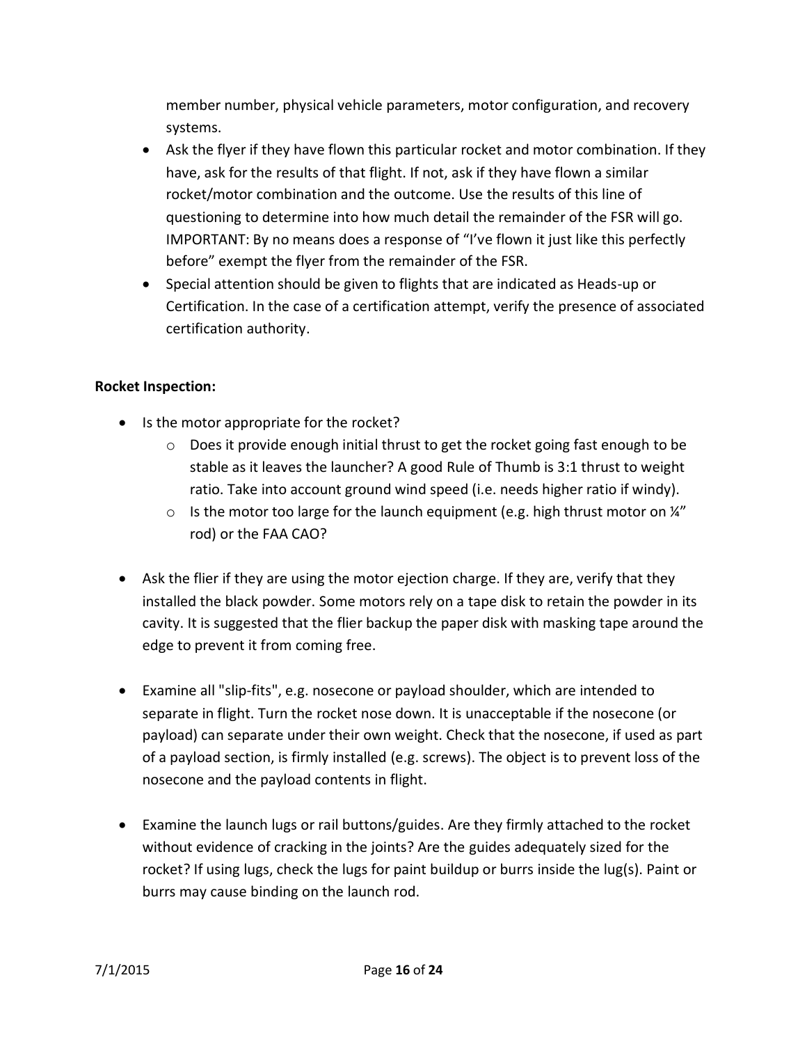member number, physical vehicle parameters, motor configuration, and recovery systems.

- Ask the flyer if they have flown this particular rocket and motor combination. If they have, ask for the results of that flight. If not, ask if they have flown a similar rocket/motor combination and the outcome. Use the results of this line of questioning to determine into how much detail the remainder of the FSR will go. IMPORTANT: By no means does a response of "I've flown it just like this perfectly before" exempt the flyer from the remainder of the FSR.
- Special attention should be given to flights that are indicated as Heads-up or Certification. In the case of a certification attempt, verify the presence of associated certification authority.

**Rocket Inspection:**

- Is the motor appropriate for the rocket?
  - Does it provide enough initial thrust to get the rocket going fast enough to be stable as it leaves the launcher? A good Rule of Thumb is 3:1 thrust to weight ratio. Take into account ground wind speed (i.e. needs higher ratio if windy).
  - Is the motor too large for the launch equipment (e.g. high thrust motor on ¼" rod) or the FAA CAO?

- Ask the flier if they are using the motor ejection charge. If they are, verify that they installed the black powder. Some motors rely on a tape disk to retain the powder in its cavity. It is suggested that the flier backup the paper disk with masking tape around the edge to prevent it from coming free.

- Examine all "slip-fits", e.g. nosecone or payload shoulder, which are intended to separate in flight. Turn the rocket nose down. It is unacceptable if the nosecone (or payload) can separate under their own weight. Check that the nosecone, if used as part of a payload section, is firmly installed (e.g. screws). The object is to prevent loss of the nosecone and the payload contents in flight.

- Examine the launch lugs or rail buttons/guides. Are they firmly attached to the rocket without evidence of cracking in the joints? Are the guides adequately sized for the rocket? If using lugs, check the lugs for paint buildup or burrs inside the lug(s). Paint or burrs may cause binding on the launch rod.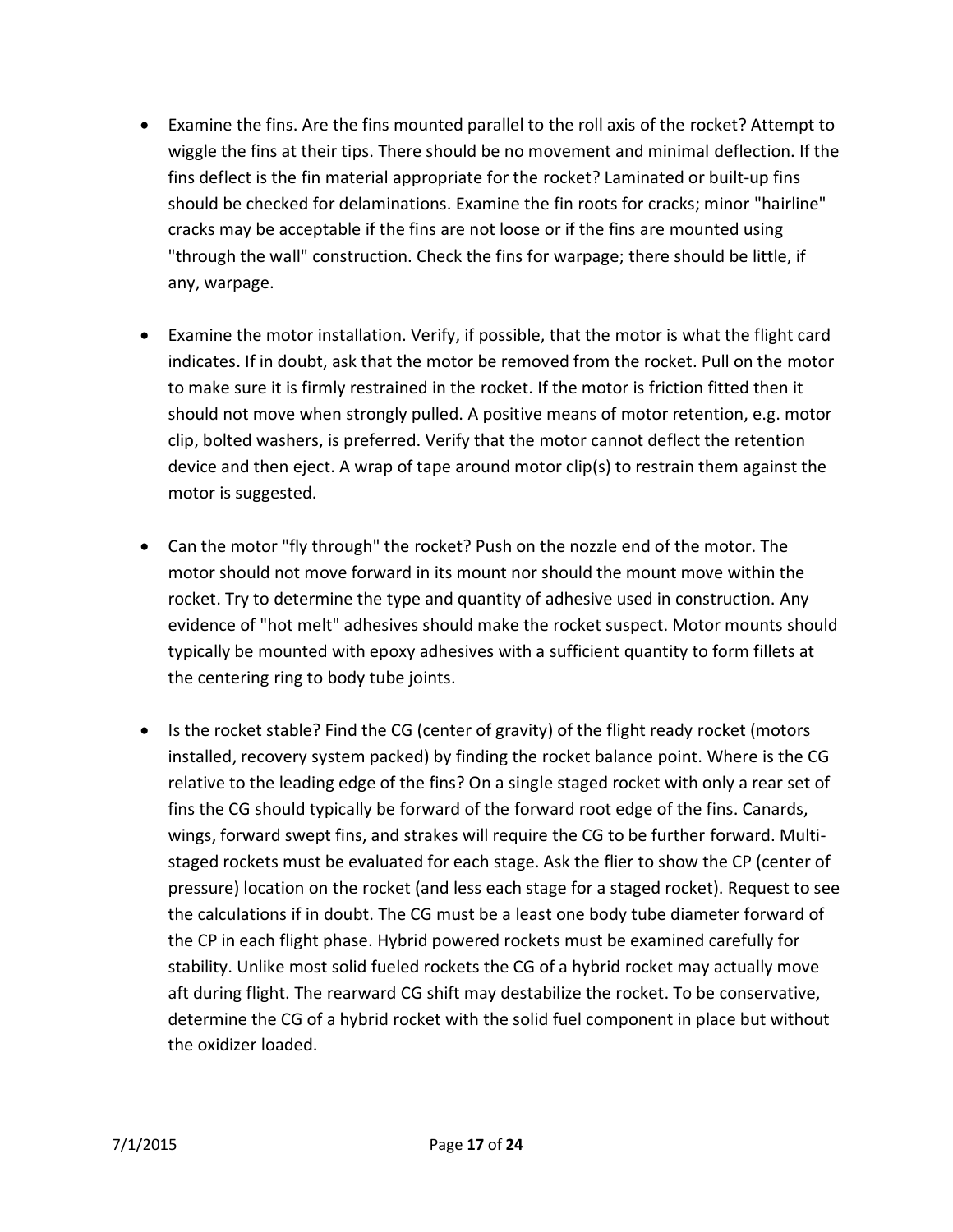- Examine the fins. Are the fins mounted parallel to the roll axis of the rocket? Attempt to wiggle the fins at their tips. There should be no movement and minimal deflection. If the fins deflect is the fin material appropriate for the rocket? Laminated or built-up fins should be checked for delaminations. Examine the fin roots for cracks; minor "hairline" cracks may be acceptable if the fins are not loose or if the fins are mounted using "through the wall" construction. Check the fins for warpage; there should be little, if any, warpage.

- Examine the motor installation. Verify, if possible, that the motor is what the flight card indicates. If in doubt, ask that the motor be removed from the rocket. Pull on the motor to make sure it is firmly restrained in the rocket. If the motor is friction fitted then it should not move when strongly pulled. A positive means of motor retention, e.g. motor clip, bolted washers, is preferred. Verify that the motor cannot deflect the retention device and then eject. A wrap of tape around motor clip(s) to restrain them against the motor is suggested.

- Can the motor "fly through" the rocket? Push on the nozzle end of the motor. The motor should not move forward in its mount nor should the mount move within the rocket. Try to determine the type and quantity of adhesive used in construction. Any evidence of "hot melt" adhesives should make the rocket suspect. Motor mounts should typically be mounted with epoxy adhesives with a sufficient quantity to form fillets at the centering ring to body tube joints.

- Is the rocket stable? Find the CG (center of gravity) of the flight ready rocket (motors installed, recovery system packed) by finding the rocket balance point. Where is the CG relative to the leading edge of the fins? On a single staged rocket with only a rear set of fins the CG should typically be forward of the forward root edge of the fins. Canards, wings, forward swept fins, and strakes will require the CG to be further forward. Multi-staged rockets must be evaluated for each stage. Ask the flier to show the CP (center of pressure) location on the rocket (and less each stage for a staged rocket). Request to see the calculations if in doubt. The CG must be a least one body tube diameter forward of the CP in each flight phase. Hybrid powered rockets must be examined carefully for stability. Unlike most solid fueled rockets the CG of a hybrid rocket may actually move aft during flight. The rearward CG shift may destabilize the rocket. To be conservative, determine the CG of a hybrid rocket with the solid fuel component in place but without the oxidizer loaded.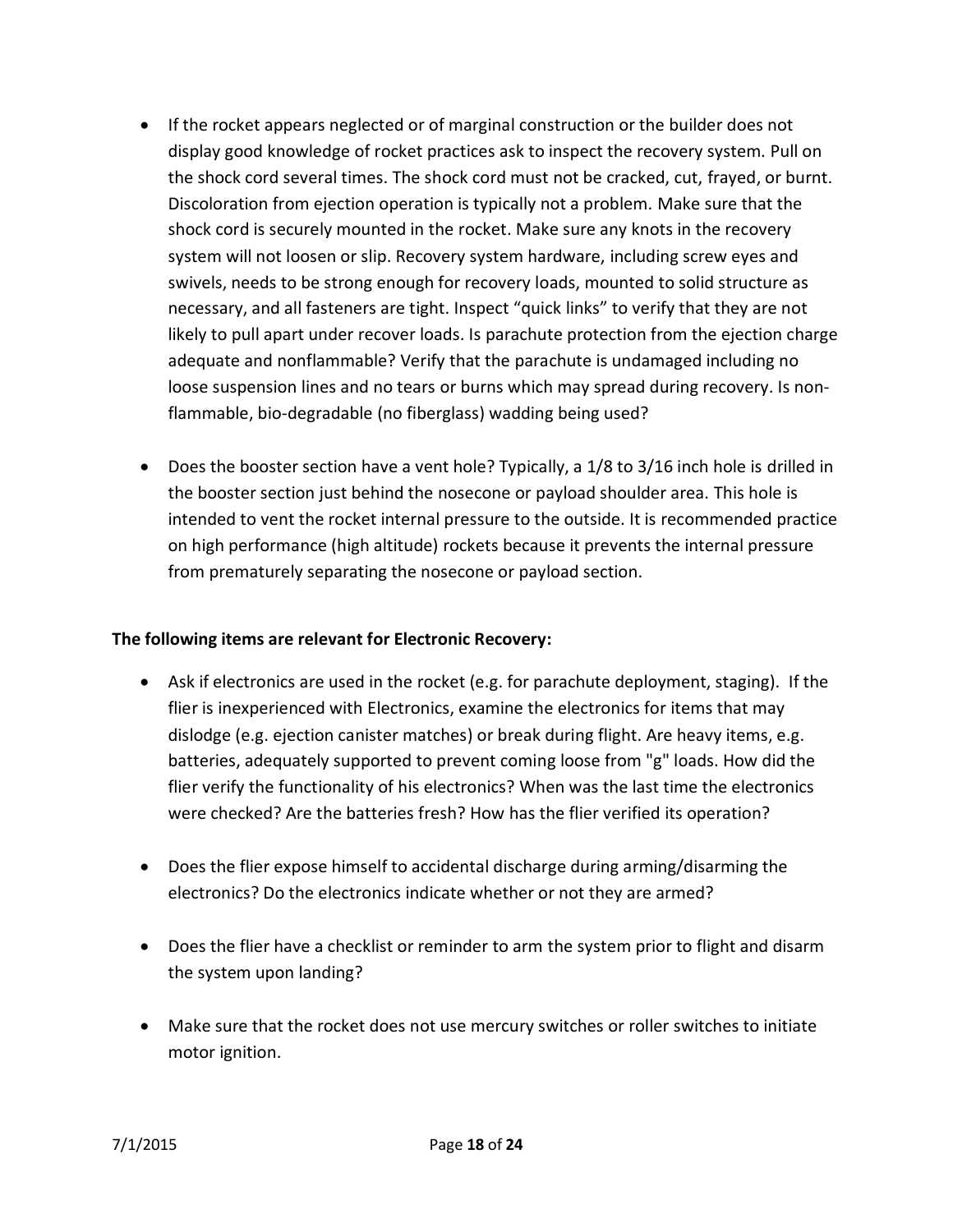- If the rocket appears neglected or of marginal construction or the builder does not display good knowledge of rocket practices ask to inspect the recovery system. Pull on the shock cord several times. The shock cord must not be cracked, cut, frayed, or burnt. Discoloration from ejection operation is typically not a problem. Make sure that the shock cord is securely mounted in the rocket. Make sure any knots in the recovery system will not loosen or slip. Recovery system hardware, including screw eyes and swivels, needs to be strong enough for recovery loads, mounted to solid structure as necessary, and all fasteners are tight. Inspect "quick links" to verify that they are not likely to pull apart under recover loads. Is parachute protection from the ejection charge adequate and nonflammable? Verify that the parachute is undamaged including no loose suspension lines and no tears or burns which may spread during recovery. Is non-flammable, bio-degradable (no fiberglass) wadding being used?

- Does the booster section have a vent hole? Typically, a 1/8 to 3/16 inch hole is drilled in the booster section just behind the nosecone or payload shoulder area. This hole is intended to vent the rocket internal pressure to the outside. It is recommended practice on high performance (high altitude) rockets because it prevents the internal pressure from prematurely separating the nosecone or payload section.

**The following items are relevant for Electronic Recovery:**

- Ask if electronics are used in the rocket (e.g. for parachute deployment, staging). If the flier is inexperienced with Electronics, examine the electronics for items that may dislodge (e.g. ejection canister matches) or break during flight. Are heavy items, e.g. batteries, adequately supported to prevent coming loose from "g" loads. How did the flier verify the functionality of his electronics? When was the last time the electronics were checked? Are the batteries fresh? How has the flier verified its operation?

- Does the flier expose himself to accidental discharge during arming/disarming the electronics? Do the electronics indicate whether or not they are armed?

- Does the flier have a checklist or reminder to arm the system prior to flight and disarm the system upon landing?

- Make sure that the rocket does not use mercury switches or roller switches to initiate motor ignition.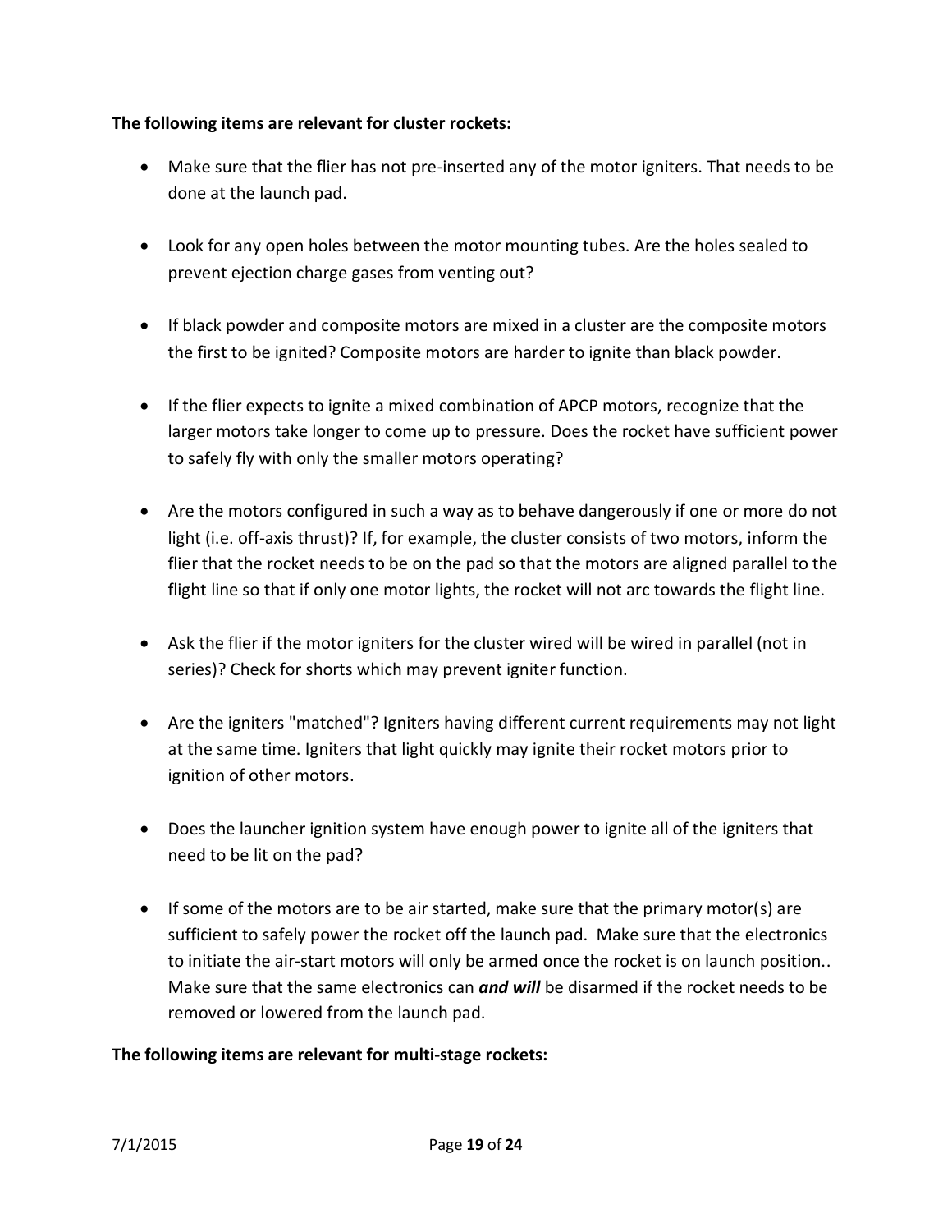**The following items are relevant for cluster rockets:**

- Make sure that the flier has not pre-inserted any of the motor igniters. That needs to be done at the launch pad.

- Look for any open holes between the motor mounting tubes. Are the holes sealed to prevent ejection charge gases from venting out?

- If black powder and composite motors are mixed in a cluster are the composite motors the first to be ignited? Composite motors are harder to ignite than black powder.

- If the flier expects to ignite a mixed combination of APCP motors, recognize that the larger motors take longer to come up to pressure. Does the rocket have sufficient power to safely fly with only the smaller motors operating?

- Are the motors configured in such a way as to behave dangerously if one or more do not light (i.e. off-axis thrust)? If, for example, the cluster consists of two motors, inform the flier that the rocket needs to be on the pad so that the motors are aligned parallel to the flight line so that if only one motor lights, the rocket will not arc towards the flight line.

- Ask the flier if the motor igniters for the cluster wired will be wired in parallel (not in series)? Check for shorts which may prevent igniter function.

- Are the igniters "matched"? Igniters having different current requirements may not light at the same time. Igniters that light quickly may ignite their rocket motors prior to ignition of other motors.

- Does the launcher ignition system have enough power to ignite all of the igniters that need to be lit on the pad?

- If some of the motors are to be air started, make sure that the primary motor(s) are sufficient to safely power the rocket off the launch pad. Make sure that the electronics to initiate the air-start motors will only be armed once the rocket is on launch position.. Make sure that the same electronics can ***and will*** be disarmed if the rocket needs to be removed or lowered from the launch pad.

**The following items are relevant for multi-stage rockets:**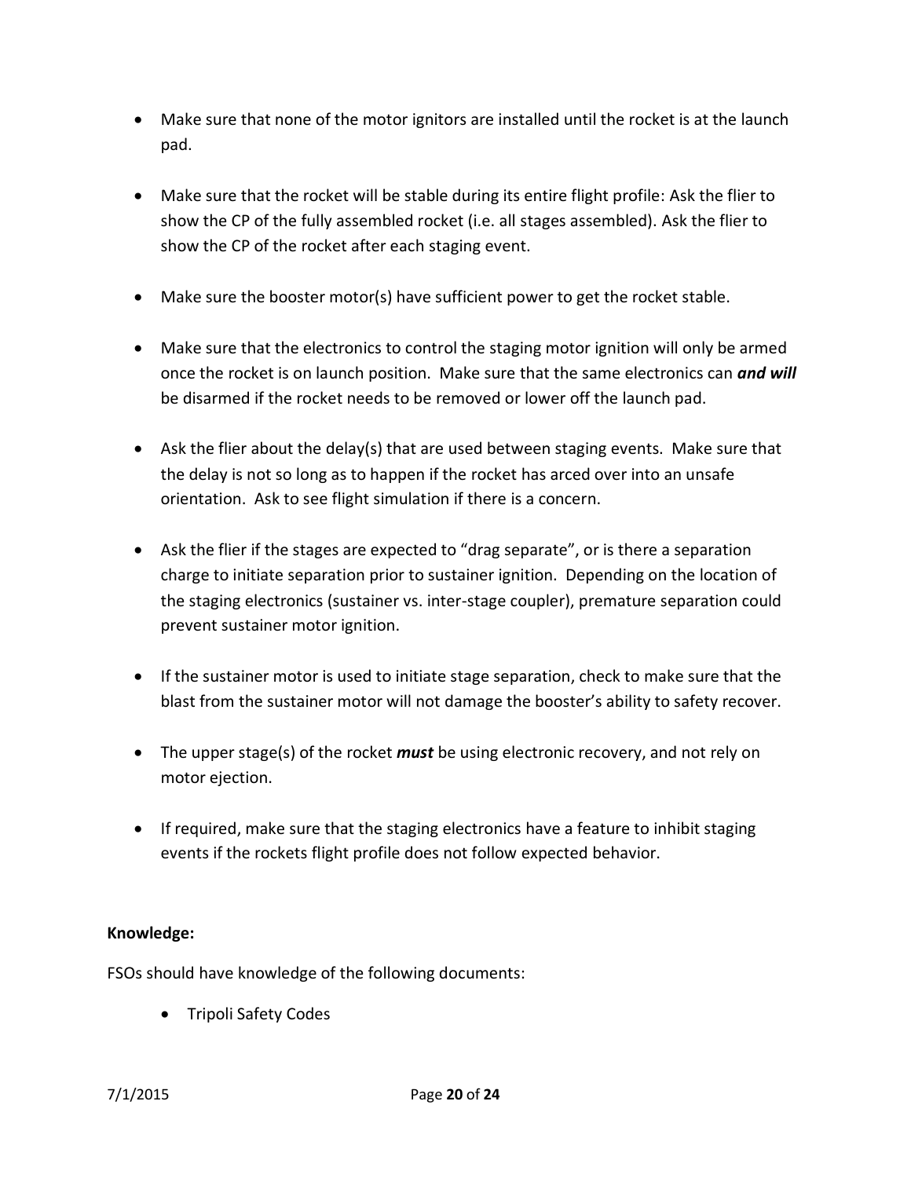- Make sure that none of the motor ignitors are installed until the rocket is at the launch pad.

- Make sure that the rocket will be stable during its entire flight profile: Ask the flier to show the CP of the fully assembled rocket (i.e. all stages assembled). Ask the flier to show the CP of the rocket after each staging event.

- Make sure the booster motor(s) have sufficient power to get the rocket stable.

- Make sure that the electronics to control the staging motor ignition will only be armed once the rocket is on launch position. Make sure that the same electronics can ***and will*** be disarmed if the rocket needs to be removed or lower off the launch pad.

- Ask the flier about the delay(s) that are used between staging events. Make sure that the delay is not so long as to happen if the rocket has arced over into an unsafe orientation. Ask to see flight simulation if there is a concern.

- Ask the flier if the stages are expected to "drag separate", or is there a separation charge to initiate separation prior to sustainer ignition. Depending on the location of the staging electronics (sustainer vs. inter-stage coupler), premature separation could prevent sustainer motor ignition.

- If the sustainer motor is used to initiate stage separation, check to make sure that the blast from the sustainer motor will not damage the booster's ability to safety recover.

- The upper stage(s) of the rocket ***must*** be using electronic recovery, and not rely on motor ejection.

- If required, make sure that the staging electronics have a feature to inhibit staging events if the rockets flight profile does not follow expected behavior.

**Knowledge:**

FSOs should have knowledge of the following documents:

- Tripoli Safety Codes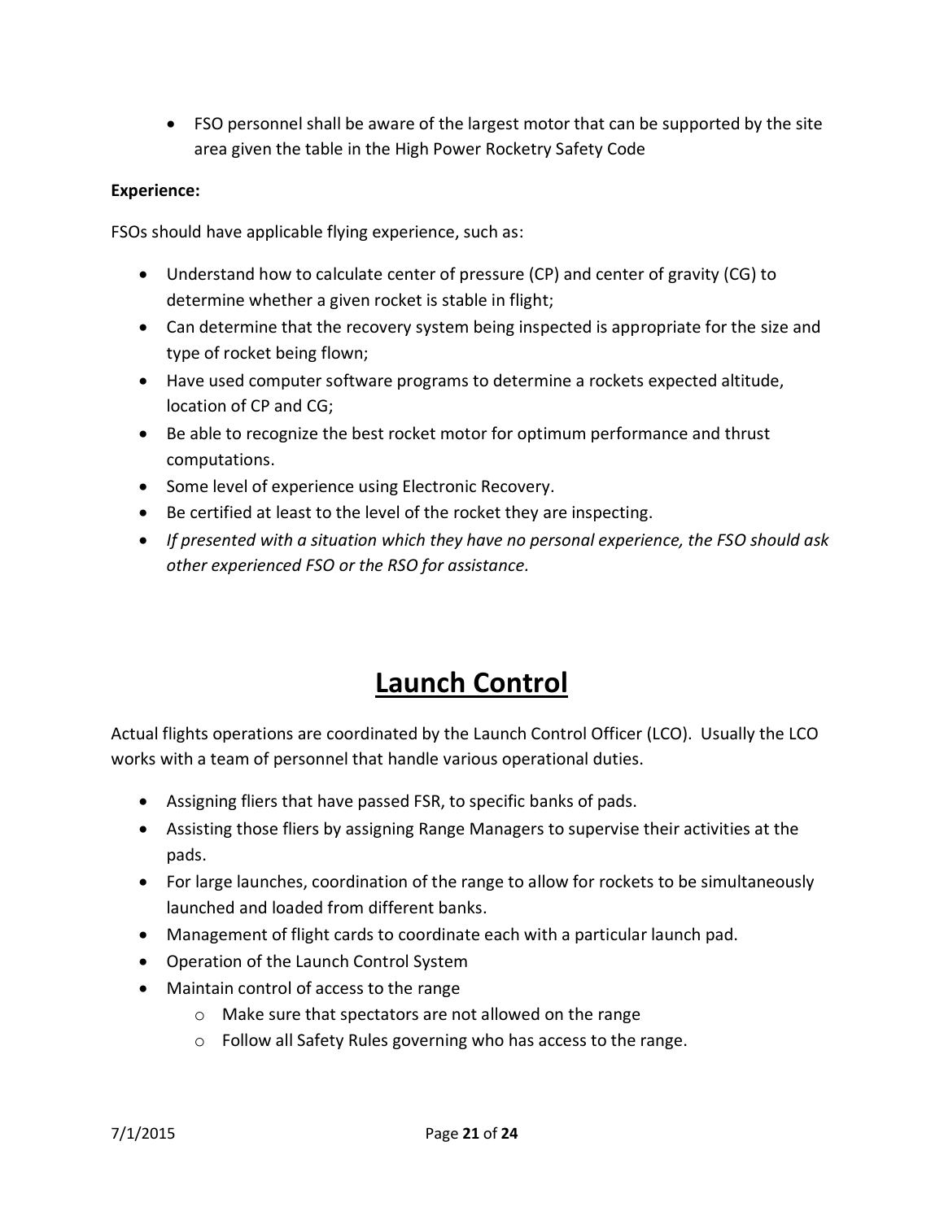- FSO personnel shall be aware of the largest motor that can be supported by the site area given the table in the High Power Rocketry Safety Code

**Experience:**

FSOs should have applicable flying experience, such as:

- Understand how to calculate center of pressure (CP) and center of gravity (CG) to determine whether a given rocket is stable in flight;
- Can determine that the recovery system being inspected is appropriate for the size and type of rocket being flown;
- Have used computer software programs to determine a rockets expected altitude, location of CP and CG;
- Be able to recognize the best rocket motor for optimum performance and thrust computations.
- Some level of experience using Electronic Recovery.
- Be certified at least to the level of the rocket they are inspecting.
- *If presented with a situation which they have no personal experience, the FSO should ask other experienced FSO or the RSO for assistance.*

# Launch Control

Actual flights operations are coordinated by the Launch Control Officer (LCO). Usually the LCO works with a team of personnel that handle various operational duties.

- Assigning fliers that have passed FSR, to specific banks of pads.
- Assisting those fliers by assigning Range Managers to supervise their activities at the pads.
- For large launches, coordination of the range to allow for rockets to be simultaneously launched and loaded from different banks.
- Management of flight cards to coordinate each with a particular launch pad.
- Operation of the Launch Control System
- Maintain control of access to the range
    - Make sure that spectators are not allowed on the range
    - Follow all Safety Rules governing who has access to the range.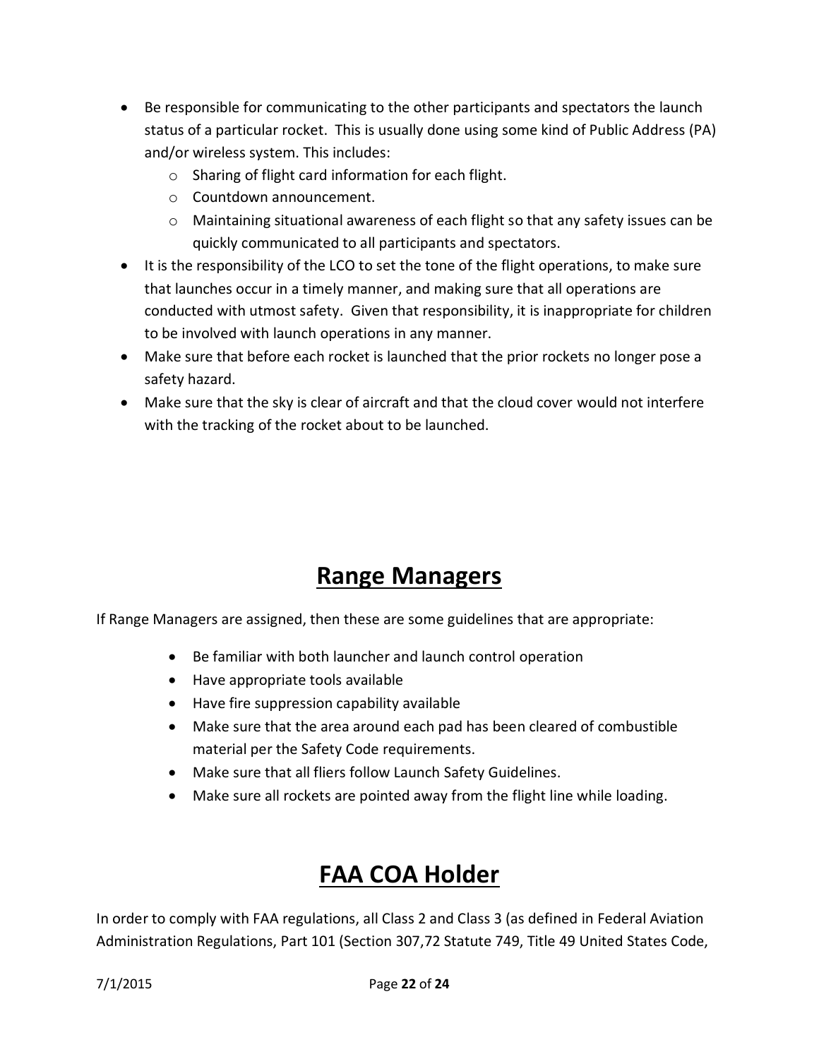- Be responsible for communicating to the other participants and spectators the launch status of a particular rocket. This is usually done using some kind of Public Address (PA) and/or wireless system. This includes:
  - Sharing of flight card information for each flight.
  - Countdown announcement.
  - Maintaining situational awareness of each flight so that any safety issues can be quickly communicated to all participants and spectators.
- It is the responsibility of the LCO to set the tone of the flight operations, to make sure that launches occur in a timely manner, and making sure that all operations are conducted with utmost safety. Given that responsibility, it is inappropriate for children to be involved with launch operations in any manner.
- Make sure that before each rocket is launched that the prior rockets no longer pose a safety hazard.
- Make sure that the sky is clear of aircraft and that the cloud cover would not interfere with the tracking of the rocket about to be launched.

# **Range Managers**

If Range Managers are assigned, then these are some guidelines that are appropriate:

- Be familiar with both launcher and launch control operation
- Have appropriate tools available
- Have fire suppression capability available
- Make sure that the area around each pad has been cleared of combustible material per the Safety Code requirements.
- Make sure that all fliers follow Launch Safety Guidelines.
- Make sure all rockets are pointed away from the flight line while loading.

# **FAA COA Holder**

In order to comply with FAA regulations, all Class 2 and Class 3 (as defined in Federal Aviation Administration Regulations, Part 101 (Section 307,72 Statute 749, Title 49 United States Code,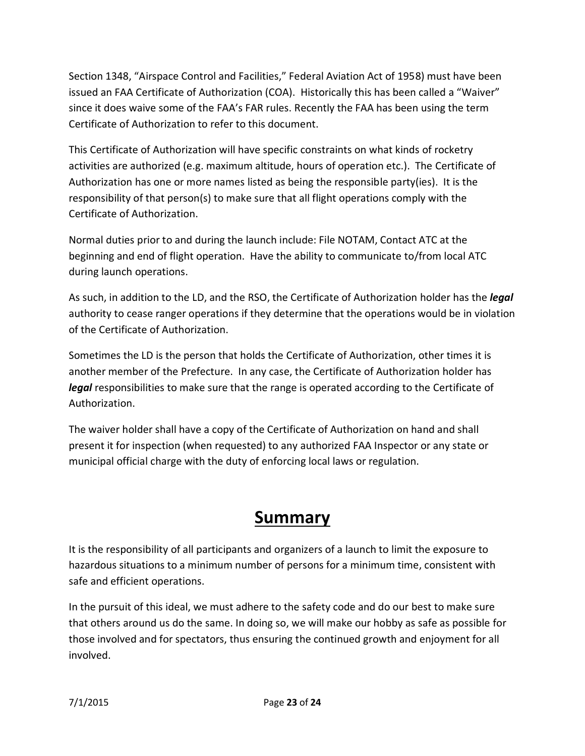Section 1348, "Airspace Control and Facilities," Federal Aviation Act of 1958) must have been issued an FAA Certificate of Authorization (COA). Historically this has been called a "Waiver" since it does waive some of the FAA's FAR rules. Recently the FAA has been using the term Certificate of Authorization to refer to this document.

This Certificate of Authorization will have specific constraints on what kinds of rocketry activities are authorized (e.g. maximum altitude, hours of operation etc.). The Certificate of Authorization has one or more names listed as being the responsible party(ies). It is the responsibility of that person(s) to make sure that all flight operations comply with the Certificate of Authorization.

Normal duties prior to and during the launch include: File NOTAM, Contact ATC at the beginning and end of flight operation. Have the ability to communicate to/from local ATC during launch operations.

As such, in addition to the LD, and the RSO, the Certificate of Authorization holder has the ***legal*** authority to cease ranger operations if they determine that the operations would be in violation of the Certificate of Authorization.

Sometimes the LD is the person that holds the Certificate of Authorization, other times it is another member of the Prefecture. In any case, the Certificate of Authorization holder has ***legal*** responsibilities to make sure that the range is operated according to the Certificate of Authorization.

The waiver holder shall have a copy of the Certificate of Authorization on hand and shall present it for inspection (when requested) to any authorized FAA Inspector or any state or municipal official charge with the duty of enforcing local laws or regulation.

# Summary

It is the responsibility of all participants and organizers of a launch to limit the exposure to hazardous situations to a minimum number of persons for a minimum time, consistent with safe and efficient operations.

In the pursuit of this ideal, we must adhere to the safety code and do our best to make sure that others around us do the same. In doing so, we will make our hobby as safe as possible for those involved and for spectators, thus ensuring the continued growth and enjoyment for all involved.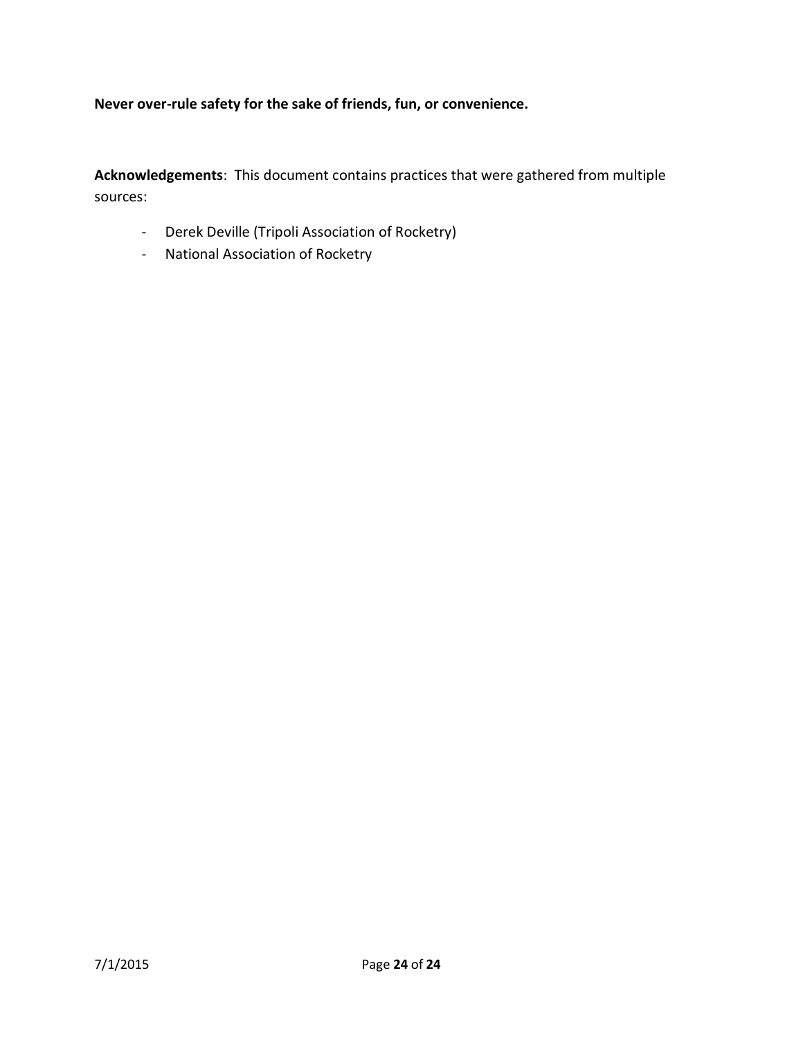**Never over-rule safety for the sake of friends, fun, or convenience.**

**Acknowledgements**: This document contains practices that were gathered from multiple sources:

- Derek Deville (Tripoli Association of Rocketry)
- National Association of Rocketry